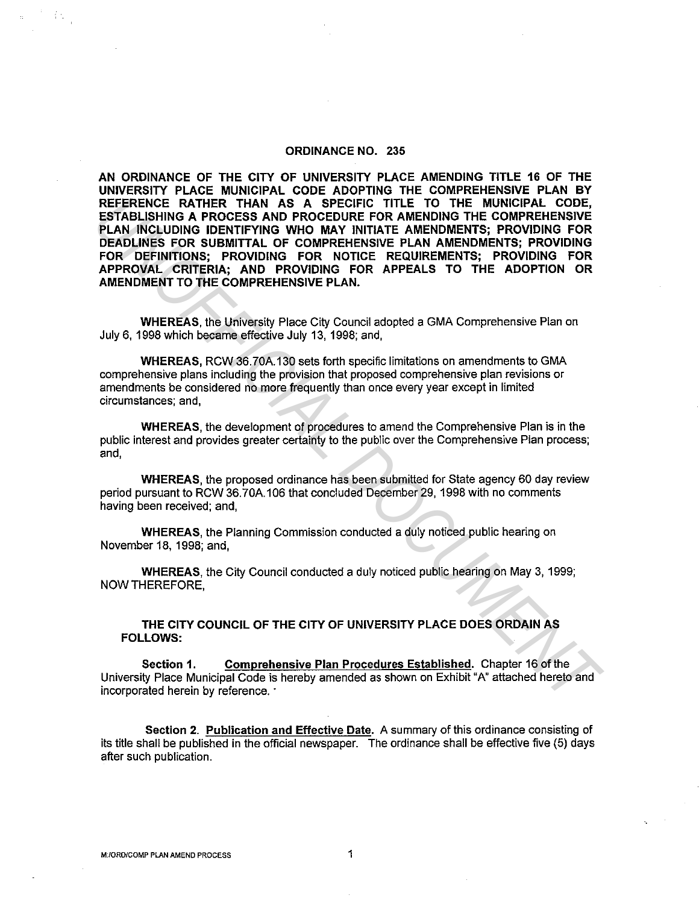# ORDINANCE NO. 235

**AN ORDINANCE OF THE CITY OF UNIVERSITY PLACE AMENDING TITLE 16 OF THE UNIVERSITY PLACE MUNICIPAL CODE ADOPTING THE COMPREHENSIVE PLAN BY REFERENCE RATHER THAN AS A SPECIFIC TITLE TO THE MUNICIPAL CODE, ESTABLISHING A PROCESS AND PROCEDURE FOR AMENDING THE COMPREHENSIVE PLAN INCLUDING IDENTIFYING WHO MAY INITIATE AMENDMENTS; PROVIDING FOR DEADLINES FOR SUBMITTAL OF COMPREHENSIVE PLAN AMENDMENTS; PROVIDING FOR DEFINITIONS; PROVIDING FOR NOTICE REQUIREMENTS; PROVIDING FOR APPROVAL CRITERIA; AND PROVIDING FOR APPEALS TO THE ADOPTION OR AMENDMENT TO THE COMPREHENSIVE PLAN.**

**WHEREAS**, the University Place City Council adopted a GMA Comprehensive Plan on July 6, 1998 which became effective July 13, 1998; and,

**WHEREAS,** RCW 36.70A.130 sets forth specific limitations on amendments to GMA comprehensive plans including the provision that proposed comprehensive plan revisions or amendments be considered no more frequently than once every year except in limited circumstances; and,

**WHEREAS,** the development of procedures to amend the Comprehensive Plan is in the public interest and provides greater certainty to the public over the Comprehensive Plan process; and,

**WHEREAS,** the proposed ordinance has been submitted for State agency 60 day review period pursuant to RCW 36.70A.106 that concluded December 29, 1998 with no comments having been received; and,

**WHEREAS,** the Planning Commission conducted a duly noticed public hearing on November 18, 1998; and,

**WHEREAS,** the City Council conducted a duly noticed public hearing on May 3, 1999; NOW THEREFORE,

**THE CITY COUNCIL OF THE CITY OF UNIVERSITY PLACE DOES ORDAIN AS FOLLOWS:**

**Section 1.** **Comprehensive Plan Procedures Established.** Chapter 16 of the University Place Municipal Code is hereby amended as shown on Exhibit "A" attached hereto and incorporated herein by reference.

**Section 2.** **Publication and Effective Date.** A summary of this ordinance consisting of its title shall be published in the official newspaper. The ordinance shall be effective five (5) days after such publication.

M:/ORD/COMP PLAN AMEND PROCESS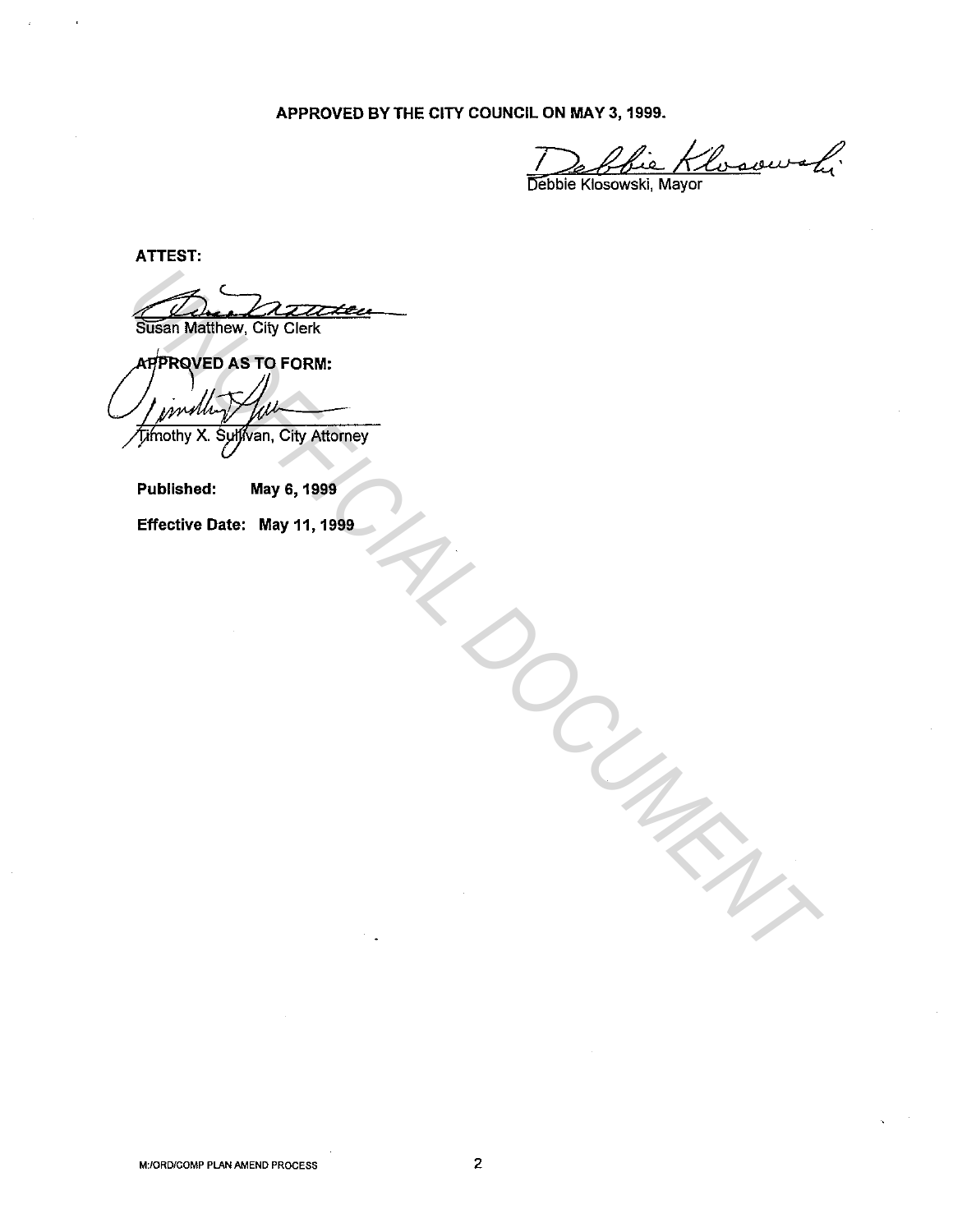**APPROVED BY THE CITY COUNCIL ON MAY 3, 1999.**

Debbie Klosowski, Mayor

**ATTEST:**

Susan Matthew, City Clerk

**APPROVED AS TO FORM:**

Timothy X. Sullivan, City Attorney

**Published:** **May 6, 1999**

**Effective Date:** **May 11, 1999**

UNOFFICIAL DOCUMENT

M:/ORD/COMP PLAN AMEND PROCESS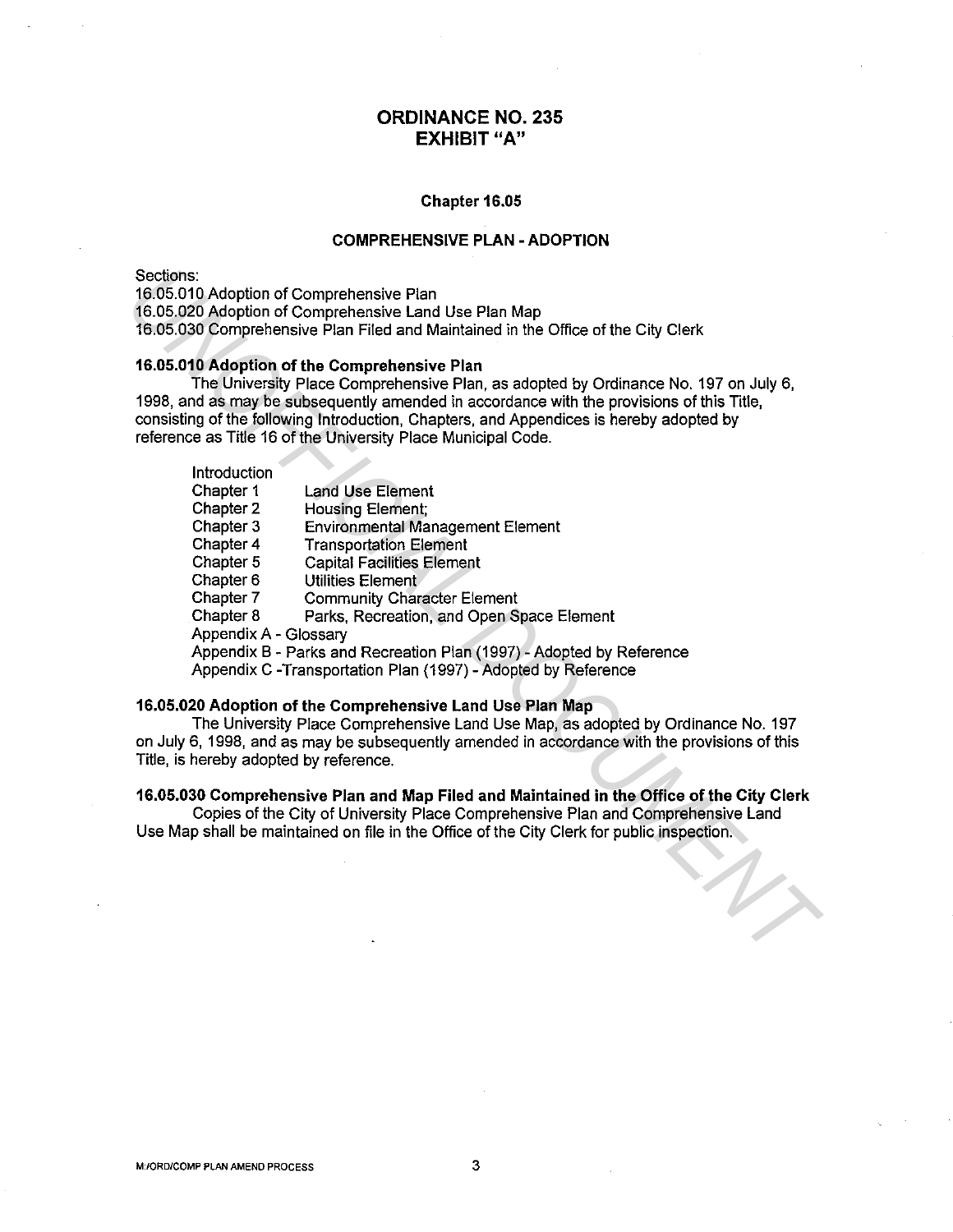# ORDINANCE NO. 235
# EXHIBIT "A"

### Chapter 16.05

### COMPREHENSIVE PLAN - ADOPTION

Sections:
16.05.010 Adoption of Comprehensive Plan
16.05.020 Adoption of Comprehensive Land Use Plan Map
16.05.030 Comprehensive Plan Filed and Maintained in the Office of the City Clerk

**16.05.010 Adoption of the Comprehensive Plan**

The University Place Comprehensive Plan, as adopted by Ordinance No. 197 on July 6, 1998, and as may be subsequently amended in accordance with the provisions of this Title, consisting of the following Introduction, Chapters, and Appendices is hereby adopted by reference as Title 16 of the University Place Municipal Code.

Introduction
Chapter 1 Land Use Element
Chapter 2 Housing Element;
Chapter 3 Environmental Management Element
Chapter 4 Transportation Element
Chapter 5 Capital Facilities Element
Chapter 6 Utilities Element
Chapter 7 Community Character Element
Chapter 8 Parks, Recreation, and Open Space Element
Appendix A - Glossary
Appendix B - Parks and Recreation Plan (1997) - Adopted by Reference
Appendix C -Transportation Plan (1997) - Adopted by Reference

**16.05.020 Adoption of the Comprehensive Land Use Plan Map**

The University Place Comprehensive Land Use Map, as adopted by Ordinance No. 197 on July 6, 1998, and as may be subsequently amended in accordance with the provisions of this Title, is hereby adopted by reference.

**16.05.030 Comprehensive Plan and Map Filed and Maintained in the Office of the City Clerk**

Copies of the City of University Place Comprehensive Plan and Comprehensive Land Use Map shall be maintained on file in the Office of the City Clerk for public inspection.

M:/ORD/COMP PLAN AMEND PROCESS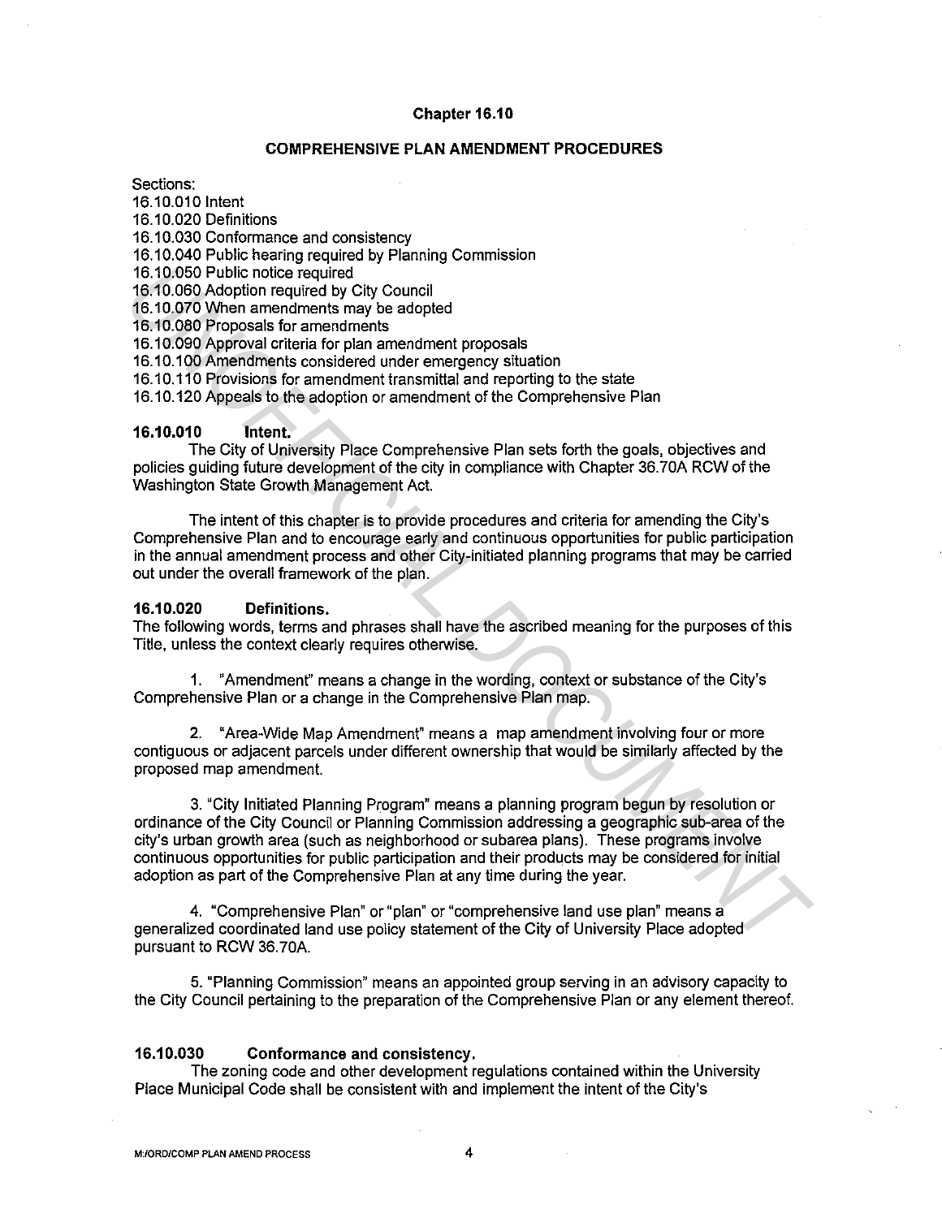## Chapter 16.10

### COMPREHENSIVE PLAN AMENDMENT PROCEDURES

Sections:
16.10.010 Intent
16.10.020 Definitions
16.10.030 Conformance and consistency
16.10.040 Public hearing required by Planning Commission
16.10.050 Public notice required
16.10.060 Adoption required by City Council
16.10.070 When amendments may be adopted
16.10.080 Proposals for amendments
16.10.090 Approval criteria for plan amendment proposals
16.10.100 Amendments considered under emergency situation
16.10.110 Provisions for amendment transmittal and reporting to the state
16.10.120 Appeals to the adoption or amendment of the Comprehensive Plan

**16.10.010 Intent.**

The City of University Place Comprehensive Plan sets forth the goals, objectives and policies guiding future development of the city in compliance with Chapter 36.70A RCW of the Washington State Growth Management Act.

The intent of this chapter is to provide procedures and criteria for amending the City's Comprehensive Plan and to encourage early and continuous opportunities for public participation in the annual amendment process and other City-initiated planning programs that may be carried out under the overall framework of the plan.

**16.10.020 Definitions.**

The following words, terms and phrases shall have the ascribed meaning for the purposes of this Title, unless the context clearly requires otherwise.

1. "Amendment" means a change in the wording, context or substance of the City's Comprehensive Plan or a change in the Comprehensive Plan map.

2. "Area-Wide Map Amendment" means a map amendment involving four or more contiguous or adjacent parcels under different ownership that would be similarly affected by the proposed map amendment.

3. "City Initiated Planning Program" means a planning program begun by resolution or ordinance of the City Council or Planning Commission addressing a geographic sub-area of the city's urban growth area (such as neighborhood or subarea plans). These programs involve continuous opportunities for public participation and their products may be considered for initial adoption as part of the Comprehensive Plan at any time during the year.

4. "Comprehensive Plan" or "plan" or "comprehensive land use plan" means a generalized coordinated land use policy statement of the City of University Place adopted pursuant to RCW 36.70A.

5. "Planning Commission" means an appointed group serving in an advisory capacity to the City Council pertaining to the preparation of the Comprehensive Plan or any element thereof.

**16.10.030 Conformance and consistency.**

The zoning code and other development regulations contained within the University Place Municipal Code shall be consistent with and implement the intent of the City's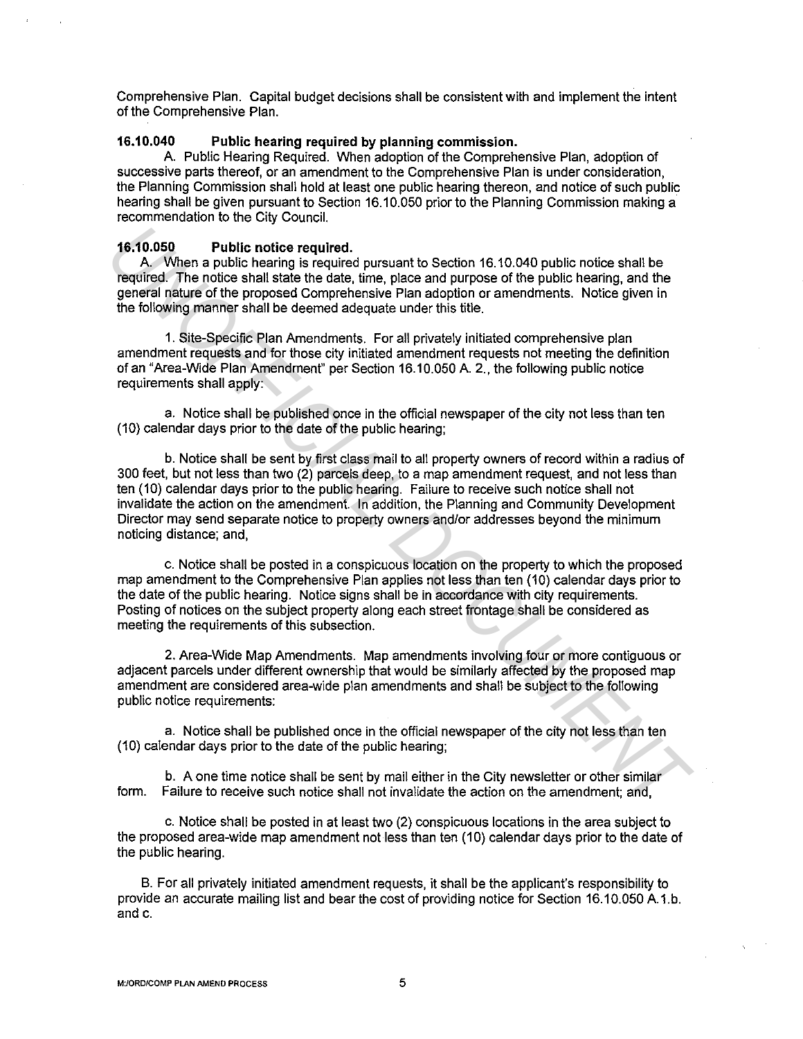Comprehensive Plan. Capital budget decisions shall be consistent with and implement the intent of the Comprehensive Plan.

**16.10.040 Public hearing required by planning commission.**

A. Public Hearing Required. When adoption of the Comprehensive Plan, adoption of successive parts thereof, or an amendment to the Comprehensive Plan is under consideration, the Planning Commission shall hold at least one public hearing thereon, and notice of such public hearing shall be given pursuant to Section 16.10.050 prior to the Planning Commission making a recommendation to the City Council.

**16.10.050 Public notice required.**

A. When a public hearing is required pursuant to Section 16.10.040 public notice shall be required. The notice shall state the date, time, place and purpose of the public hearing, and the general nature of the proposed Comprehensive Plan adoption or amendments. Notice given in the following manner shall be deemed adequate under this title.

1. Site-Specific Plan Amendments. For all privately initiated comprehensive plan amendment requests and for those city initiated amendment requests not meeting the definition of an "Area-Wide Plan Amendment" per Section 16.10.050 A. 2., the following public notice requirements shall apply:

a. Notice shall be published once in the official newspaper of the city not less than ten (10) calendar days prior to the date of the public hearing;

b. Notice shall be sent by first class mail to all property owners of record within a radius of 300 feet, but not less than two (2) parcels deep, to a map amendment request, and not less than ten (10) calendar days prior to the public hearing. Failure to receive such notice shall not invalidate the action on the amendment. In addition, the Planning and Community Development Director may send separate notice to property owners and/or addresses beyond the minimum noticing distance; and,

c. Notice shall be posted in a conspicuous location on the property to which the proposed map amendment to the Comprehensive Plan applies not less than ten (10) calendar days prior to the date of the public hearing. Notice signs shall be in accordance with city requirements. Posting of notices on the subject property along each street frontage shall be considered as meeting the requirements of this subsection.

2. Area-Wide Map Amendments. Map amendments involving four or more contiguous or adjacent parcels under different ownership that would be similarly affected by the proposed map amendment are considered area-wide plan amendments and shall be subject to the following public notice requirements:

a. Notice shall be published once in the official newspaper of the city not less than ten (10) calendar days prior to the date of the public hearing;

b. A one time notice shall be sent by mail either in the City newsletter or other similar form. Failure to receive such notice shall not invalidate the action on the amendment; and,

c. Notice shall be posted in at least two (2) conspicuous locations in the area subject to the proposed area-wide map amendment not less than ten (10) calendar days prior to the date of the public hearing.

B. For all privately initiated amendment requests, it shall be the applicant's responsibility to provide an accurate mailing list and bear the cost of providing notice for Section 16.10.050 A.1.b. and c.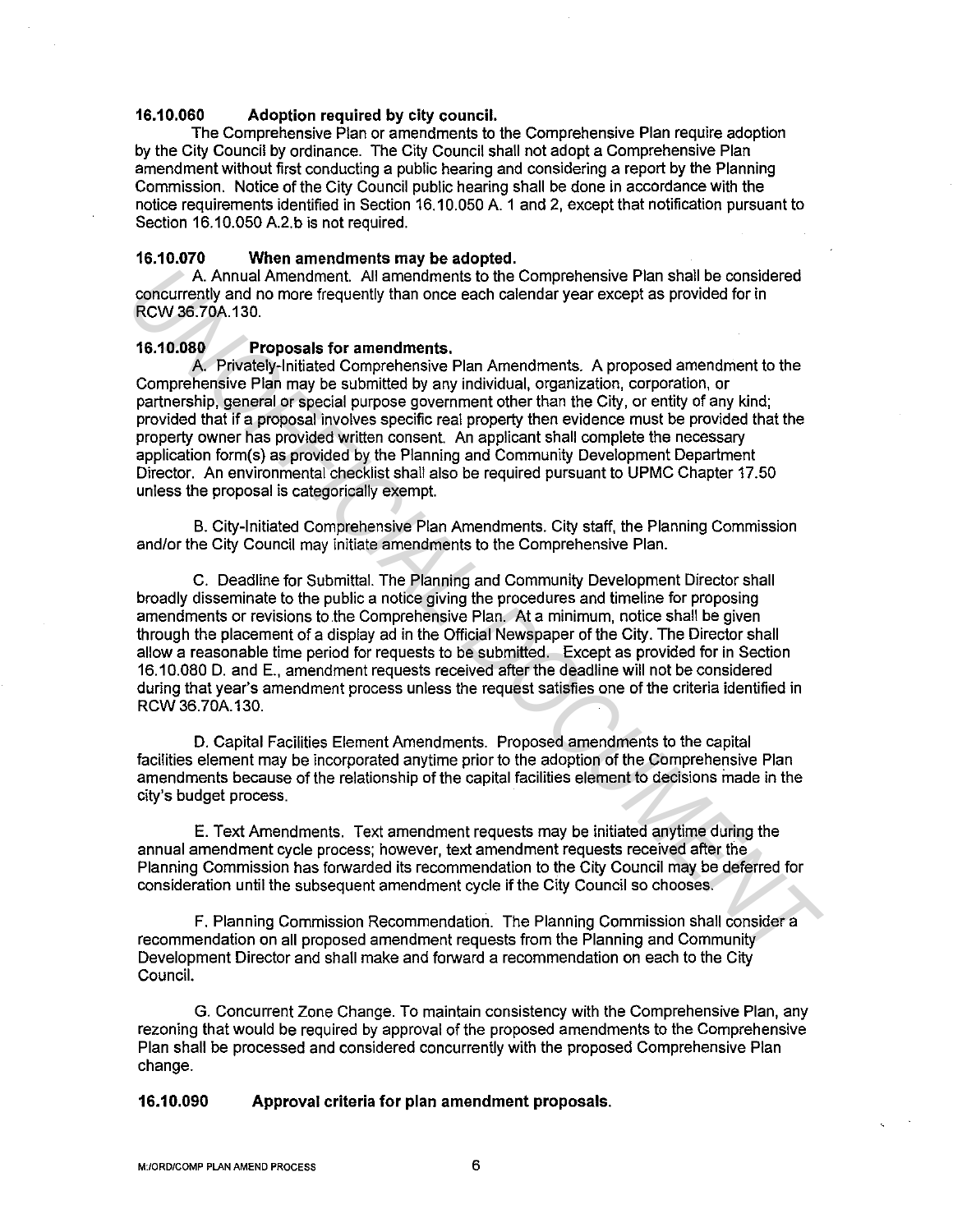**16.10.060 Adoption required by city council.**

The Comprehensive Plan or amendments to the Comprehensive Plan require adoption by the City Council by ordinance. The City Council shall not adopt a Comprehensive Plan amendment without first conducting a public hearing and considering a report by the Planning Commission. Notice of the City Council public hearing shall be done in accordance with the notice requirements identified in Section 16.10.050 A. 1 and 2, except that notification pursuant to Section 16.10.050 A.2.b is not required.

**16.10.070 When amendments may be adopted.**

A. Annual Amendment. All amendments to the Comprehensive Plan shall be considered concurrently and no more frequently than once each calendar year except as provided for in RCW 36.70A.130.

**16.10.080 Proposals for amendments.**

A. Privately-Initiated Comprehensive Plan Amendments. A proposed amendment to the Comprehensive Plan may be submitted by any individual, organization, corporation, or partnership, general or special purpose government other than the City, or entity of any kind; provided that if a proposal involves specific real property then evidence must be provided that the property owner has provided written consent. An applicant shall complete the necessary application form(s) as provided by the Planning and Community Development Department Director. An environmental checklist shall also be required pursuant to UPMC Chapter 17.50 unless the proposal is categorically exempt.

B. City-Initiated Comprehensive Plan Amendments. City staff, the Planning Commission and/or the City Council may initiate amendments to the Comprehensive Plan.

C. Deadline for Submittal. The Planning and Community Development Director shall broadly disseminate to the public a notice giving the procedures and timeline for proposing amendments or revisions to the Comprehensive Plan. At a minimum, notice shall be given through the placement of a display ad in the Official Newspaper of the City. The Director shall allow a reasonable time period for requests to be submitted. Except as provided for in Section 16.10.080 D. and E., amendment requests received after the deadline will not be considered during that year's amendment process unless the request satisfies one of the criteria identified in RCW 36.70A.130.

D. Capital Facilities Element Amendments. Proposed amendments to the capital facilities element may be incorporated anytime prior to the adoption of the Comprehensive Plan amendments because of the relationship of the capital facilities element to decisions made in the city's budget process.

E. Text Amendments. Text amendment requests may be initiated anytime during the annual amendment cycle process; however, text amendment requests received after the Planning Commission has forwarded its recommendation to the City Council may be deferred for consideration until the subsequent amendment cycle if the City Council so chooses.

F. Planning Commission Recommendation. The Planning Commission shall consider a recommendation on all proposed amendment requests from the Planning and Community Development Director and shall make and forward a recommendation on each to the City Council.

G. Concurrent Zone Change. To maintain consistency with the Comprehensive Plan, any rezoning that would be required by approval of the proposed amendments to the Comprehensive Plan shall be processed and considered concurrently with the proposed Comprehensive Plan change.

**16.10.090 Approval criteria for plan amendment proposals.**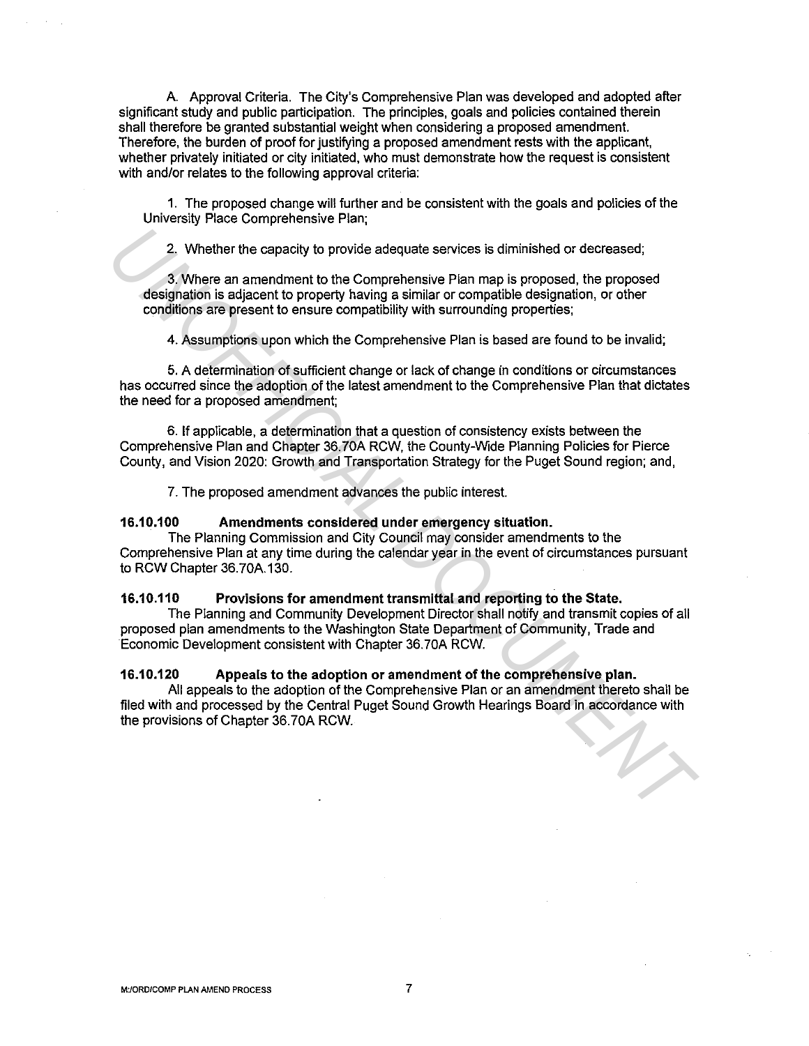A. Approval Criteria. The City's Comprehensive Plan was developed and adopted after significant study and public participation. The principles, goals and policies contained therein shall therefore be granted substantial weight when considering a proposed amendment. Therefore, the burden of proof for justifying a proposed amendment rests with the applicant, whether privately initiated or city initiated, who must demonstrate how the request is consistent with and/or relates to the following approval criteria:

1. The proposed change will further and be consistent with the goals and policies of the University Place Comprehensive Plan;

2. Whether the capacity to provide adequate services is diminished or decreased;

3. Where an amendment to the Comprehensive Plan map is proposed, the proposed designation is adjacent to property having a similar or compatible designation, or other conditions are present to ensure compatibility with surrounding properties;

4. Assumptions upon which the Comprehensive Plan is based are found to be invalid;

5. A determination of sufficient change or lack of change in conditions or circumstances has occurred since the adoption of the latest amendment to the Comprehensive Plan that dictates the need for a proposed amendment;

6. If applicable, a determination that a question of consistency exists between the Comprehensive Plan and Chapter 36.70A RCW, the County-Wide Planning Policies for Pierce County, and Vision 2020: Growth and Transportation Strategy for the Puget Sound region; and,

7. The proposed amendment advances the public interest.

**16.10.100 Amendments considered under emergency situation.**

The Planning Commission and City Council may consider amendments to the Comprehensive Plan at any time during the calendar year in the event of circumstances pursuant to RCW Chapter 36.70A.130.

**16.10.110 Provisions for amendment transmittal and reporting to the State.**

The Planning and Community Development Director shall notify and transmit copies of all proposed plan amendments to the Washington State Department of Community, Trade and Economic Development consistent with Chapter 36.70A RCW.

**16.10.120 Appeals to the adoption or amendment of the comprehensive plan.**

All appeals to the adoption of the Comprehensive Plan or an amendment thereto shall be filed with and processed by the Central Puget Sound Growth Hearings Board in accordance with the provisions of Chapter 36.70A RCW.